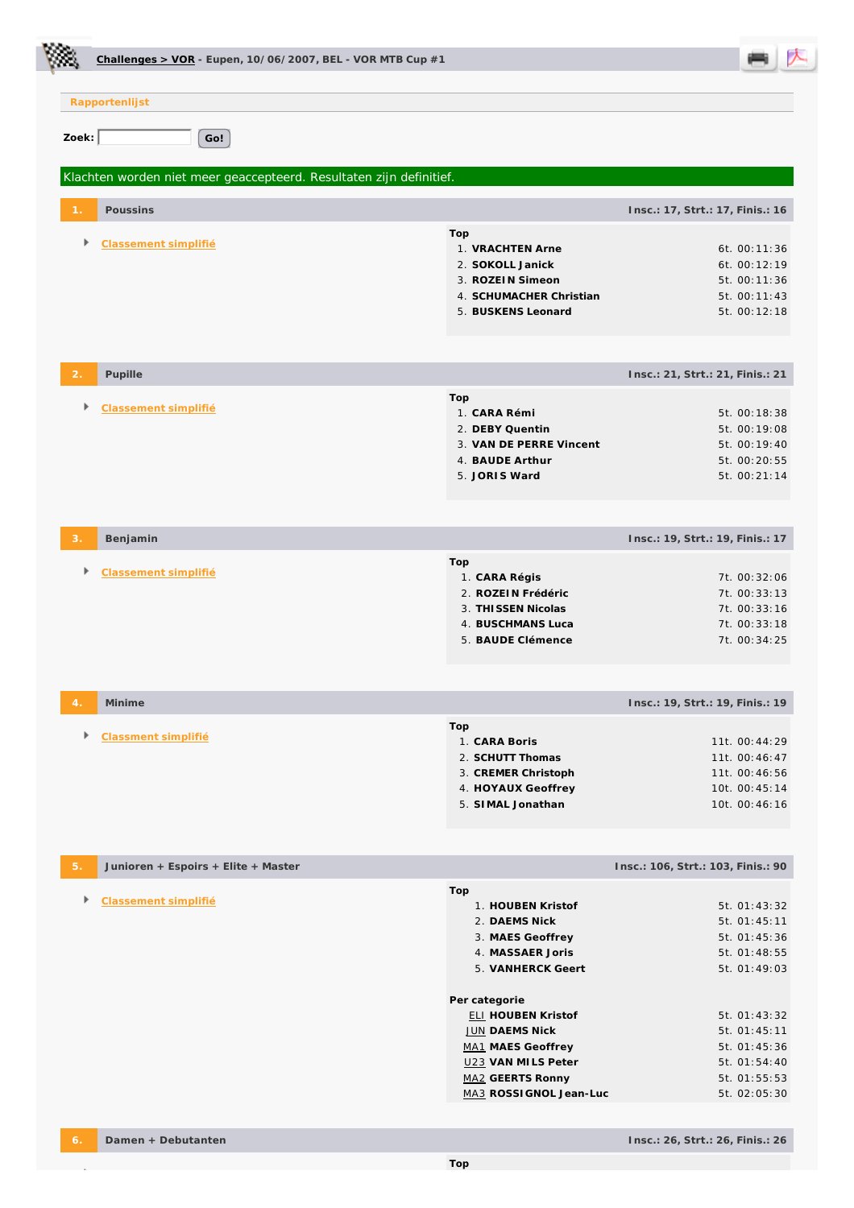**Challenges > VOR** - Eupen, 10/06/2007, BEL - VOR MTB Cup #1

Rapportenlijst

Zoek: Go!

Klachten worden niet meer geaccepteerd. Resultaten zijn definitief.

## 1. Poussins

Insc.: 17, Strt.: 17, Finis.: 16

- Classement simplifié

**Top**

| | | |
|---|---|---|
| 1. | **VRACHTEN Arne** | 6t. 00:11:36 |
| 2. | **SOKOLL Janick** | 6t. 00:12:19 |
| 3. | **ROZEIN Simeon** | 5t. 00:11:36 |
| 4. | **SCHUMACHER Christian** | 5t. 00:11:43 |
| 5. | **BUSKENS Leonard** | 5t. 00:12:18 |

## 2. Pupille

Insc.: 21, Strt.: 21, Finis.: 21

- Classement simplifié

**Top**

| | | |
|---|---|---|
| 1. | **CARA Rémi** | 5t. 00:18:38 |
| 2. | **DEBY Quentin** | 5t. 00:19:08 |
| 3. | **VAN DE PERRE Vincent** | 5t. 00:19:40 |
| 4. | **BAUDE Arthur** | 5t. 00:20:55 |
| 5. | **JORIS Ward** | 5t. 00:21:14 |

## 3. Benjamin

Insc.: 19, Strt.: 19, Finis.: 17

- Classement simplifié

**Top**

| | | |
|---|---|---|
| 1. | **CARA Régis** | 7t. 00:32:06 |
| 2. | **ROZEIN Frédéric** | 7t. 00:33:13 |
| 3. | **THISSEN Nicolas** | 7t. 00:33:16 |
| 4. | **BUSCHMANS Luca** | 7t. 00:33:18 |
| 5. | **BAUDE Clémence** | 7t. 00:34:25 |

## 4. Minime

Insc.: 19, Strt.: 19, Finis.: 19

- Classment simplifié

**Top**

| | | |
|---|---|---|
| 1. | **CARA Boris** | 11t. 00:44:29 |
| 2. | **SCHUTT Thomas** | 11t. 00:46:47 |
| 3. | **CREMER Christoph** | 11t. 00:46:56 |
| 4. | **HOYAUX Geoffrey** | 10t. 00:45:14 |
| 5. | **SIMAL Jonathan** | 10t. 00:46:16 |

## 5. Junioren + Espoirs + Elite + Master

Insc.: 106, Strt.: 103, Finis.: 90

- Classement simplifié

**Top**

| | | |
|---|---|---|
| 1. | **HOUBEN Kristof** | 5t. 01:43:32 |
| 2. | **DAEMS Nick** | 5t. 01:45:11 |
| 3. | **MAES Geoffrey** | 5t. 01:45:36 |
| 4. | **MASSAER Joris** | 5t. 01:48:55 |
| 5. | **VANHERCK Geert** | 5t. 01:49:03 |

**Per categorie**

| | | |
|---|---|---|
| ELI | **HOUBEN Kristof** | 5t. 01:43:32 |
| JUN | **DAEMS Nick** | 5t. 01:45:11 |
| MA1 | **MAES Geoffrey** | 5t. 01:45:36 |
| U23 | **VAN MILS Peter** | 5t. 01:54:40 |
| MA2 | **GEERTS Ronny** | 5t. 01:55:53 |
| MA3 | **ROSSIGNOL Jean-Luc** | 5t. 02:05:30 |

## 6. Damen + Debutanten

Insc.: 26, Strt.: 26, Finis.: 26

**Top**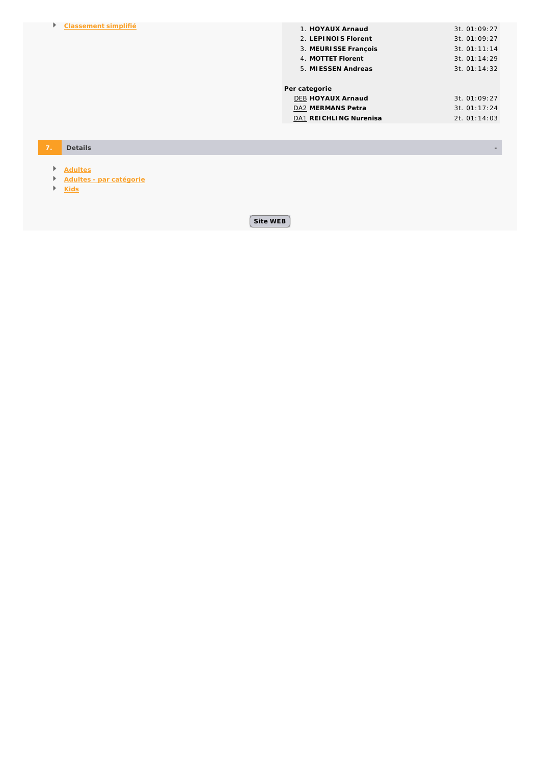- Classement simplifié

| | | |
|---|---|---|
| 1. | **HOYAUX Arnaud** | 3t. 01:09:27 |
| 2. | **LEPINOIS Florent** | 3t. 01:09:27 |
| 3. | **MEURISSE François** | 3t. 01:11:14 |
| 4. | **MOTTET Florent** | 3t. 01:14:29 |
| 5. | **MIESSEN Andreas** | 3t. 01:14:32 |

**Per categorie**

| | | |
|---|---|---|
| DEB | **HOYAUX Arnaud** | 3t. 01:09:27 |
| DA2 | **MERMANS Petra** | 3t. 01:17:24 |
| DA1 | **REICHLING Nurenisa** | 2t. 01:14:03 |

## 7. Details

-

- Adultes
- Adultes - par catégorie
- Kids

Site WEB